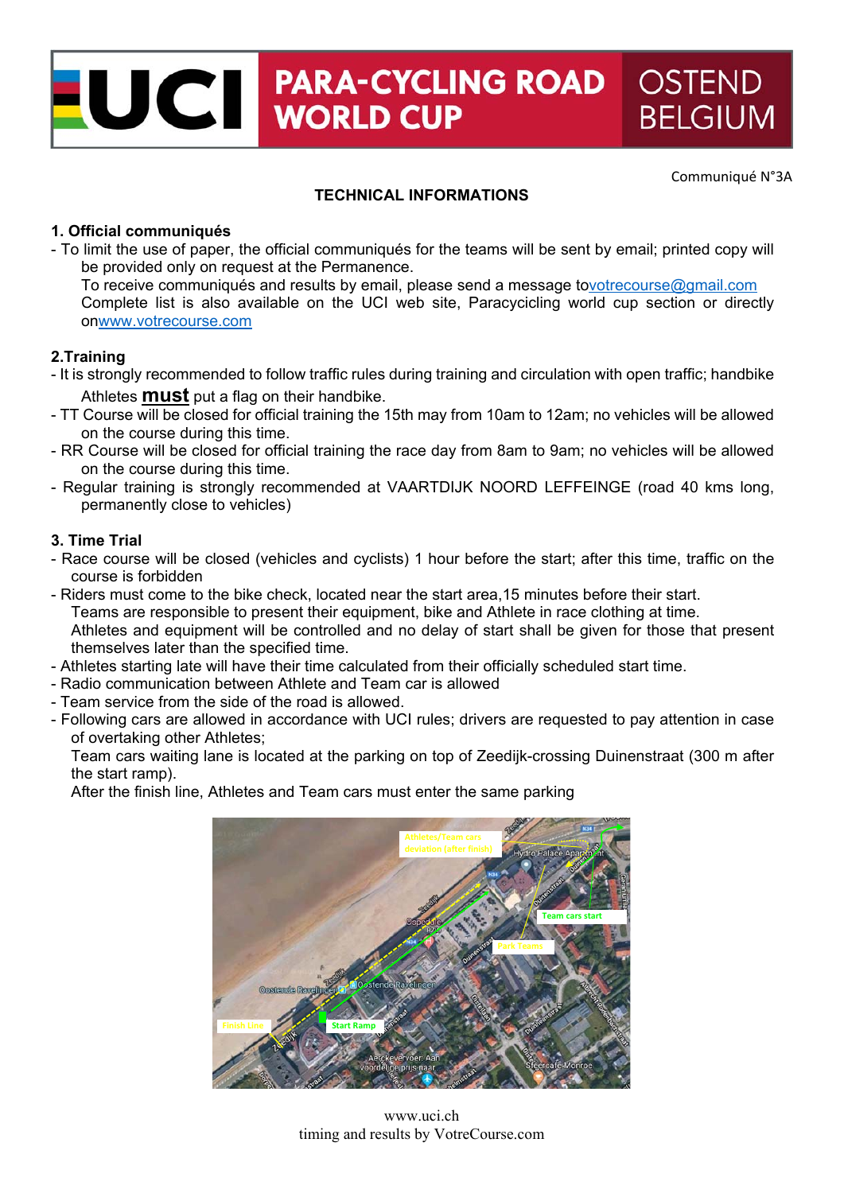# UCI PARA-CYCLING ROAD WORLD CUP OSTEND BELGIUM

Communiqué N°3A

## TECHNICAL INFORMATIONS

### 1. Official communiqués

- To limit the use of paper, the official communiqués for the teams will be sent by email; printed copy will be provided only on request at the Permanence.
  To receive communiqués and results by email, please send a message tovotrecourse@gmail.com
  Complete list is also available on the UCI web site, Paracycling world cup section or directly onwww.votrecourse.com

### 2.Training

- It is strongly recommended to follow traffic rules during training and circulation with open traffic; handbike Athletes **must** put a flag on their handbike.
- TT Course will be closed for official training the 15th may from 10am to 12am; no vehicles will be allowed on the course during this time.
- RR Course will be closed for official training the race day from 8am to 9am; no vehicles will be allowed on the course during this time.
- Regular training is strongly recommended at VAARTDIJK NOORD LEFFEINGE (road 40 kms long, permanently close to vehicles)

### 3. Time Trial

- Race course will be closed (vehicles and cyclists) 1 hour before the start; after this time, traffic on the course is forbidden
- Riders must come to the bike check, located near the start area,15 minutes before their start.
  Teams are responsible to present their equipment, bike and Athlete in race clothing at time.
  Athletes and equipment will be controlled and no delay of start shall be given for those that present themselves later than the specified time.
- Athletes starting late will have their time calculated from their officially scheduled start time.
- Radio communication between Athlete and Team car is allowed
- Team service from the side of the road is allowed.
- Following cars are allowed in accordance with UCI rules; drivers are requested to pay attention in case of overtaking other Athletes;
  Team cars waiting lane is located at the parking on top of Zeedijk-crossing Duinenstraat (300 m after the start ramp).
  After the finish line, Athletes and Team cars must enter the same parking

www.uci.ch
timing and results by VotreCourse.com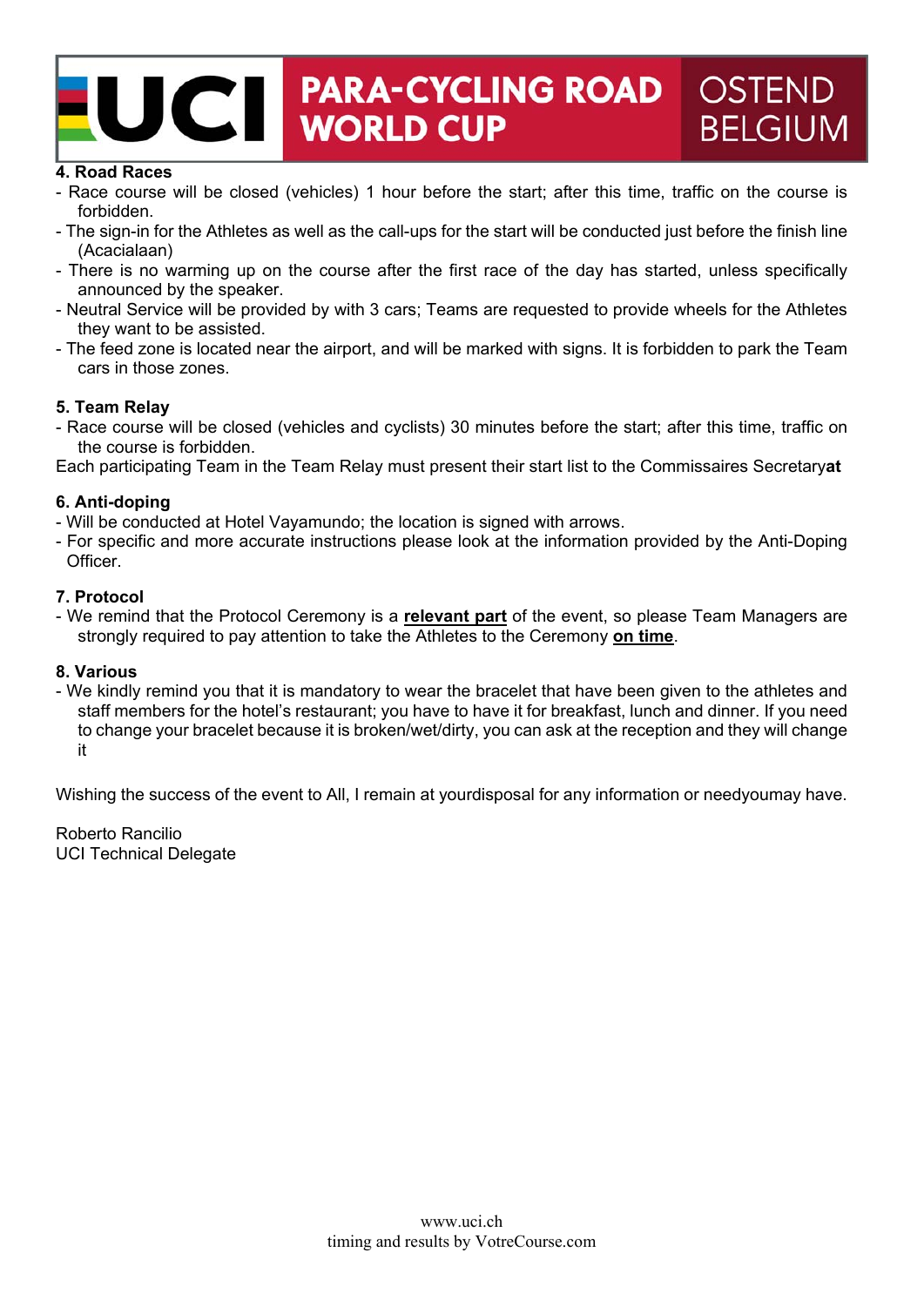**4. Road Races**

- Race course will be closed (vehicles) 1 hour before the start; after this time, traffic on the course is forbidden.
- The sign-in for the Athletes as well as the call-ups for the start will be conducted just before the finish line (Acacialaan)
- There is no warming up on the course after the first race of the day has started, unless specifically announced by the speaker.
- Neutral Service will be provided by with 3 cars; Teams are requested to provide wheels for the Athletes they want to be assisted.
- The feed zone is located near the airport, and will be marked with signs. It is forbidden to park the Team cars in those zones.

**5. Team Relay**

- Race course will be closed (vehicles and cyclists) 30 minutes before the start; after this time, traffic on the course is forbidden.

Each participating Team in the Team Relay must present their start list to the Commissaires Secretary**at**

**6. Anti-doping**

- Will be conducted at Hotel Vayamundo; the location is signed with arrows.
- For specific and more accurate instructions please look at the information provided by the Anti-Doping Officer.

**7. Protocol**

- We remind that the Protocol Ceremony is a **relevant part** of the event, so please Team Managers are strongly required to pay attention to take the Athletes to the Ceremony **on time**.

**8. Various**

- We kindly remind you that it is mandatory to wear the bracelet that have been given to the athletes and staff members for the hotel's restaurant; you have to have it for breakfast, lunch and dinner. If you need to change your bracelet because it is broken/wet/dirty, you can ask at the reception and they will change it

Wishing the success of the event to All, I remain at yourdisposal for any information or needyoumay have.

Roberto Rancilio
UCI Technical Delegate